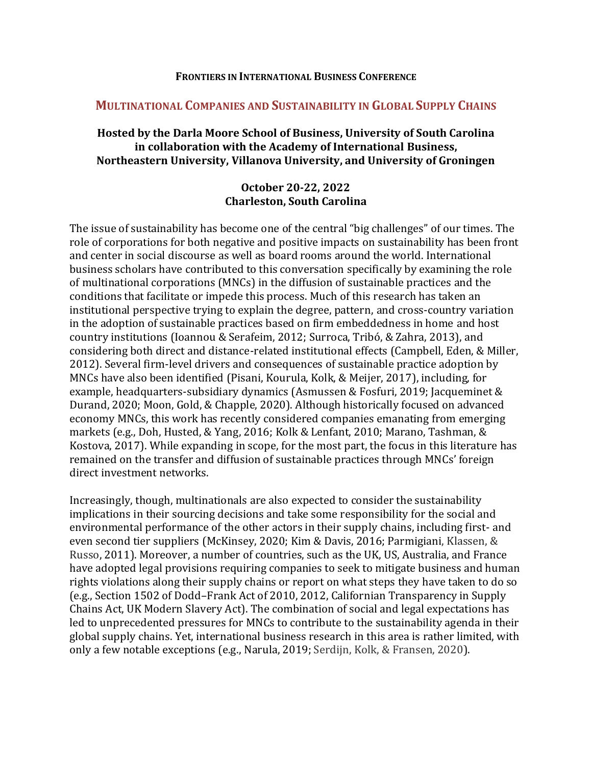**Frontiers in International Business Conference**

# Multinational Companies and Sustainability in Global Supply Chains

**Hosted by the Darla Moore School of Business, University of South Carolina in collaboration with the Academy of International Business, Northeastern University, Villanova University, and University of Groningen**

**October 20-22, 2022**
**Charleston, South Carolina**

The issue of sustainability has become one of the central "big challenges" of our times. The role of corporations for both negative and positive impacts on sustainability has been front and center in social discourse as well as board rooms around the world. International business scholars have contributed to this conversation specifically by examining the role of multinational corporations (MNCs) in the diffusion of sustainable practices and the conditions that facilitate or impede this process. Much of this research has taken an institutional perspective trying to explain the degree, pattern, and cross-country variation in the adoption of sustainable practices based on firm embeddedness in home and host country institutions (Ioannou & Serafeim, 2012; Surroca, Tribó, & Zahra, 2013), and considering both direct and distance-related institutional effects (Campbell, Eden, & Miller, 2012). Several firm-level drivers and consequences of sustainable practice adoption by MNCs have also been identified (Pisani, Kourula, Kolk, & Meijer, 2017), including, for example, headquarters-subsidiary dynamics (Asmussen & Fosfuri, 2019; Jacqueminet & Durand, 2020; Moon, Gold, & Chapple, 2020). Although historically focused on advanced economy MNCs, this work has recently considered companies emanating from emerging markets (e.g., Doh, Husted, & Yang, 2016; Kolk & Lenfant, 2010; Marano, Tashman, & Kostova, 2017). While expanding in scope, for the most part, the focus in this literature has remained on the transfer and diffusion of sustainable practices through MNCs' foreign direct investment networks.

Increasingly, though, multinationals are also expected to consider the sustainability implications in their sourcing decisions and take some responsibility for the social and environmental performance of the other actors in their supply chains, including first- and even second tier suppliers (McKinsey, 2020; Kim & Davis, 2016; Parmigiani, Klassen, & Russo, 2011). Moreover, a number of countries, such as the UK, US, Australia, and France have adopted legal provisions requiring companies to seek to mitigate business and human rights violations along their supply chains or report on what steps they have taken to do so (e.g., Section 1502 of Dodd–Frank Act of 2010, 2012, Californian Transparency in Supply Chains Act, UK Modern Slavery Act). The combination of social and legal expectations has led to unprecedented pressures for MNCs to contribute to the sustainability agenda in their global supply chains. Yet, international business research in this area is rather limited, with only a few notable exceptions (e.g., Narula, 2019; Serdijn, Kolk, & Fransen, 2020).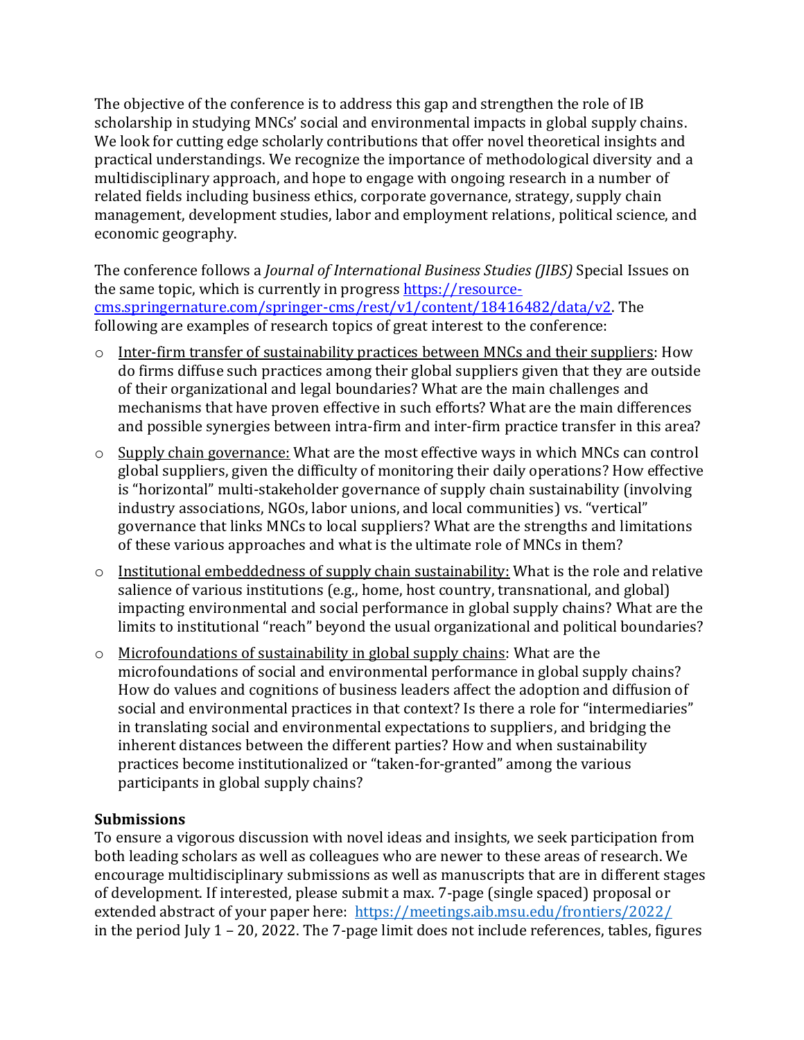The objective of the conference is to address this gap and strengthen the role of IB scholarship in studying MNCs' social and environmental impacts in global supply chains. We look for cutting edge scholarly contributions that offer novel theoretical insights and practical understandings. We recognize the importance of methodological diversity and a multidisciplinary approach, and hope to engage with ongoing research in a number of related fields including business ethics, corporate governance, strategy, supply chain management, development studies, labor and employment relations, political science, and economic geography.

The conference follows a *Journal of International Business Studies (JIBS)* Special Issues on the same topic, which is currently in progress [https://resource-cms.springernature.com/springer-cms/rest/v1/content/18416482/data/v2](https://resource-cms.springernature.com/springer-cms/rest/v1/content/18416482/data/v2). The following are examples of research topics of great interest to the conference:

- Inter-firm transfer of sustainability practices between MNCs and their suppliers: How do firms diffuse such practices among their global suppliers given that they are outside of their organizational and legal boundaries? What are the main challenges and mechanisms that have proven effective in such efforts? What are the main differences and possible synergies between intra-firm and inter-firm practice transfer in this area?
- Supply chain governance: What are the most effective ways in which MNCs can control global suppliers, given the difficulty of monitoring their daily operations? How effective is "horizontal" multi-stakeholder governance of supply chain sustainability (involving industry associations, NGOs, labor unions, and local communities) vs. "vertical" governance that links MNCs to local suppliers? What are the strengths and limitations of these various approaches and what is the ultimate role of MNCs in them?
- Institutional embeddedness of supply chain sustainability: What is the role and relative salience of various institutions (e.g., home, host country, transnational, and global) impacting environmental and social performance in global supply chains? What are the limits to institutional "reach" beyond the usual organizational and political boundaries?
- Microfoundations of sustainability in global supply chains: What are the microfoundations of social and environmental performance in global supply chains? How do values and cognitions of business leaders affect the adoption and diffusion of social and environmental practices in that context? Is there a role for "intermediaries" in translating social and environmental expectations to suppliers, and bridging the inherent distances between the different parties? How and when sustainability practices become institutionalized or "taken-for-granted" among the various participants in global supply chains?

**Submissions**

To ensure a vigorous discussion with novel ideas and insights, we seek participation from both leading scholars as well as colleagues who are newer to these areas of research. We encourage multidisciplinary submissions as well as manuscripts that are in different stages of development. If interested, please submit a max. 7-page (single spaced) proposal or extended abstract of your paper here: [https://meetings.aib.msu.edu/frontiers/2022/](https://meetings.aib.msu.edu/frontiers/2022/) in the period July 1 – 20, 2022. The 7-page limit does not include references, tables, figures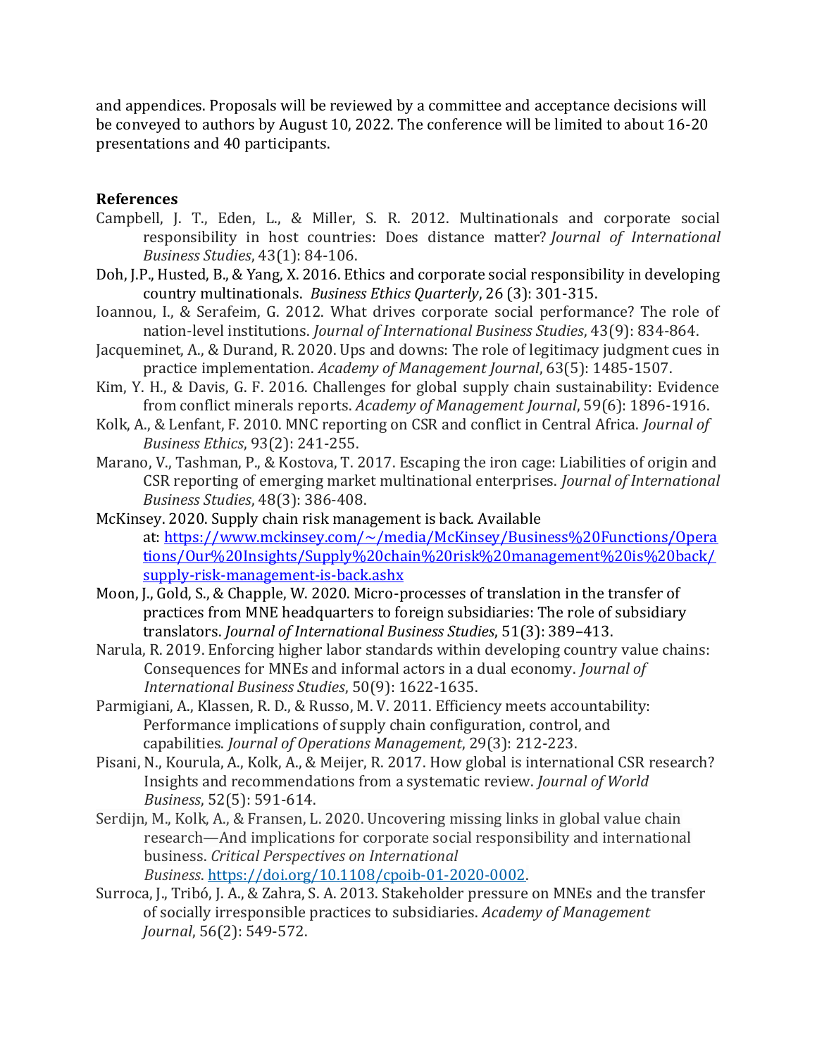and appendices. Proposals will be reviewed by a committee and acceptance decisions will be conveyed to authors by August 10, 2022. The conference will be limited to about 16-20 presentations and 40 participants.

**References**

Campbell, J. T., Eden, L., & Miller, S. R. 2012. Multinationals and corporate social responsibility in host countries: Does distance matter? *Journal of International Business Studies*, 43(1): 84-106.

Doh, J.P., Husted, B., & Yang, X. 2016. Ethics and corporate social responsibility in developing country multinationals. *Business Ethics Quarterly*, 26 (3): 301-315.

Ioannou, I., & Serafeim, G. 2012. What drives corporate social performance? The role of nation-level institutions. *Journal of International Business Studies*, 43(9): 834-864.

Jacqueminet, A., & Durand, R. 2020. Ups and downs: The role of legitimacy judgment cues in practice implementation. *Academy of Management Journal*, 63(5): 1485-1507.

Kim, Y. H., & Davis, G. F. 2016. Challenges for global supply chain sustainability: Evidence from conflict minerals reports. *Academy of Management Journal*, 59(6): 1896-1916.

Kolk, A., & Lenfant, F. 2010. MNC reporting on CSR and conflict in Central Africa. *Journal of Business Ethics*, 93(2): 241-255.

Marano, V., Tashman, P., & Kostova, T. 2017. Escaping the iron cage: Liabilities of origin and CSR reporting of emerging market multinational enterprises. *Journal of International Business Studies*, 48(3): 386-408.

McKinsey. 2020. Supply chain risk management is back. Available at: [https://www.mckinsey.com/~/media/McKinsey/Business%20Functions/Operations/Our%20Insights/Supply%20chain%20risk%20management%20is%20back/supply-risk-management-is-back.ashx](https://www.mckinsey.com/~/media/McKinsey/Business%20Functions/Operations/Our%20Insights/Supply%20chain%20risk%20management%20is%20back/supply-risk-management-is-back.ashx)

Moon, J., Gold, S., & Chapple, W. 2020. Micro-processes of translation in the transfer of practices from MNE headquarters to foreign subsidiaries: The role of subsidiary translators. *Journal of International Business Studies*, 51(3): 389–413.

Narula, R. 2019. Enforcing higher labor standards within developing country value chains: Consequences for MNEs and informal actors in a dual economy. *Journal of International Business Studies*, 50(9): 1622-1635.

Parmigiani, A., Klassen, R. D., & Russo, M. V. 2011. Efficiency meets accountability: Performance implications of supply chain configuration, control, and capabilities. *Journal of Operations Management*, 29(3): 212-223.

Pisani, N., Kourula, A., Kolk, A., & Meijer, R. 2017. How global is international CSR research? Insights and recommendations from a systematic review. *Journal of World Business*, 52(5): 591-614.

Serdijn, M., Kolk, A., & Fransen, L. 2020. Uncovering missing links in global value chain research—And implications for corporate social responsibility and international business. *Critical Perspectives on International Business*. [https://doi.org/10.1108/cpoib-01-2020-0002](https://doi.org/10.1108/cpoib-01-2020-0002).

Surroca, J., Tribó, J. A., & Zahra, S. A. 2013. Stakeholder pressure on MNEs and the transfer of socially irresponsible practices to subsidiaries. *Academy of Management Journal*, 56(2): 549-572.